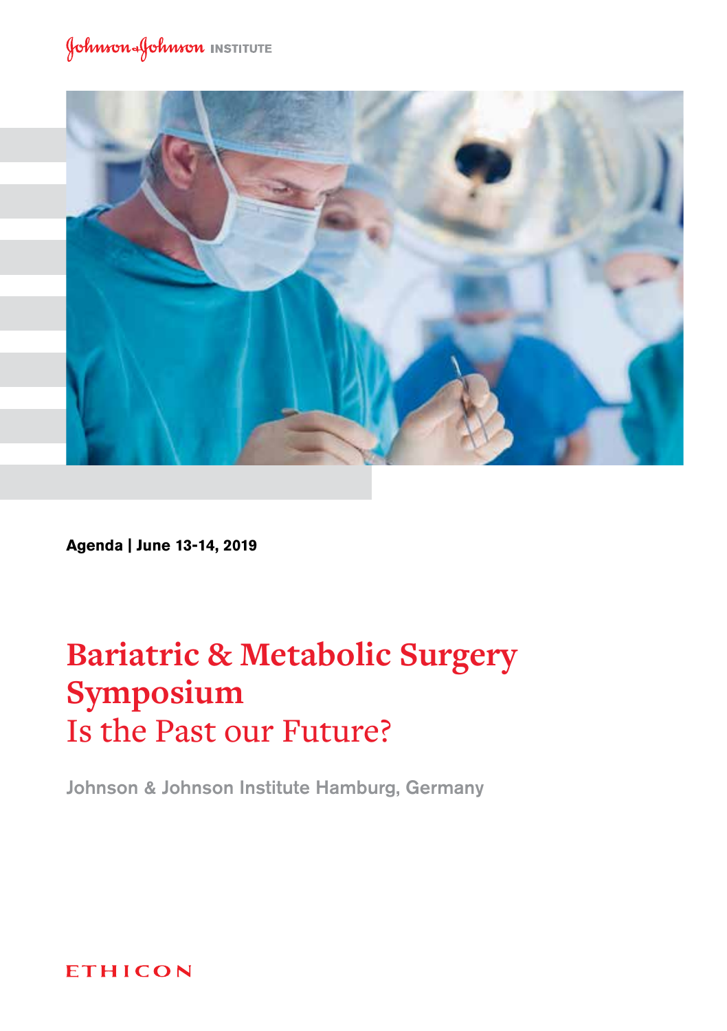Johnson & Johnson INSTITUTE

**Agenda | June 13-14, 2019**

# Bariatric & Metabolic Surgery Symposium

## Is the Past our Future?

Johnson & Johnson Institute Hamburg, Germany

ETHICON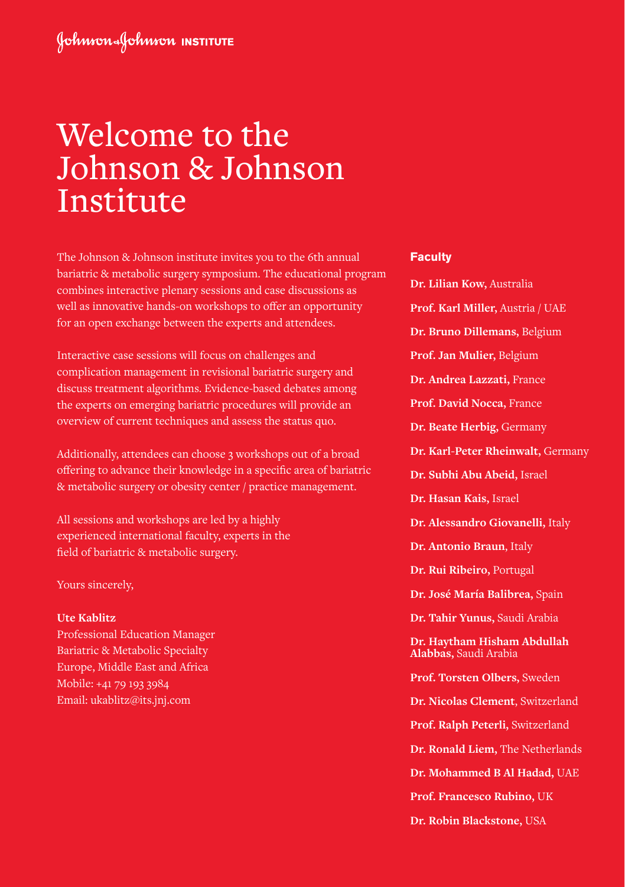Johnson & Johnson INSTITUTE

# Welcome to the Johnson & Johnson Institute

The Johnson & Johnson institute invites you to the 6th annual bariatric & metabolic surgery symposium. The educational program combines interactive plenary sessions and case discussions as well as innovative hands-on workshops to offer an opportunity for an open exchange between the experts and attendees.

Interactive case sessions will focus on challenges and complication management in revisional bariatric surgery and discuss treatment algorithms. Evidence-based debates among the experts on emerging bariatric procedures will provide an overview of current techniques and assess the status quo.

Additionally, attendees can choose 3 workshops out of a broad offering to advance their knowledge in a specific area of bariatric & metabolic surgery or obesity center / practice management.

All sessions and workshops are led by a highly experienced international faculty, experts in the field of bariatric & metabolic surgery.

Yours sincerely,

**Ute Kablitz**
Professional Education Manager
Bariatric & Metabolic Specialty
Europe, Middle East and Africa
Mobile: +41 79 193 3984
Email: ukablitz@its.jnj.com

## Faculty

**Dr. Lilian Kow,** Australia

**Prof. Karl Miller,** Austria / UAE

**Dr. Bruno Dillemans,** Belgium

**Prof. Jan Mulier,** Belgium

**Dr. Andrea Lazzati,** France

**Prof. David Nocca,** France

**Dr. Beate Herbig,** Germany

**Dr. Karl-Peter Rheinwalt,** Germany

**Dr. Subhi Abu Abeid,** Israel

**Dr. Hasan Kais,** Israel

**Dr. Alessandro Giovanelli,** Italy

**Dr. Antonio Braun**, Italy

**Dr. Rui Ribeiro,** Portugal

**Dr. José María Balibrea,** Spain

**Dr. Tahir Yunus,** Saudi Arabia

**Dr. Haytham Hisham Abdullah Alabbas,** Saudi Arabia

**Prof. Torsten Olbers,** Sweden

**Dr. Nicolas Clement**, Switzerland

**Prof. Ralph Peterli,** Switzerland

**Dr. Ronald Liem,** The Netherlands

**Dr. Mohammed B Al Hadad,** UAE

**Prof. Francesco Rubino,** UK

**Dr. Robin Blackstone,** USA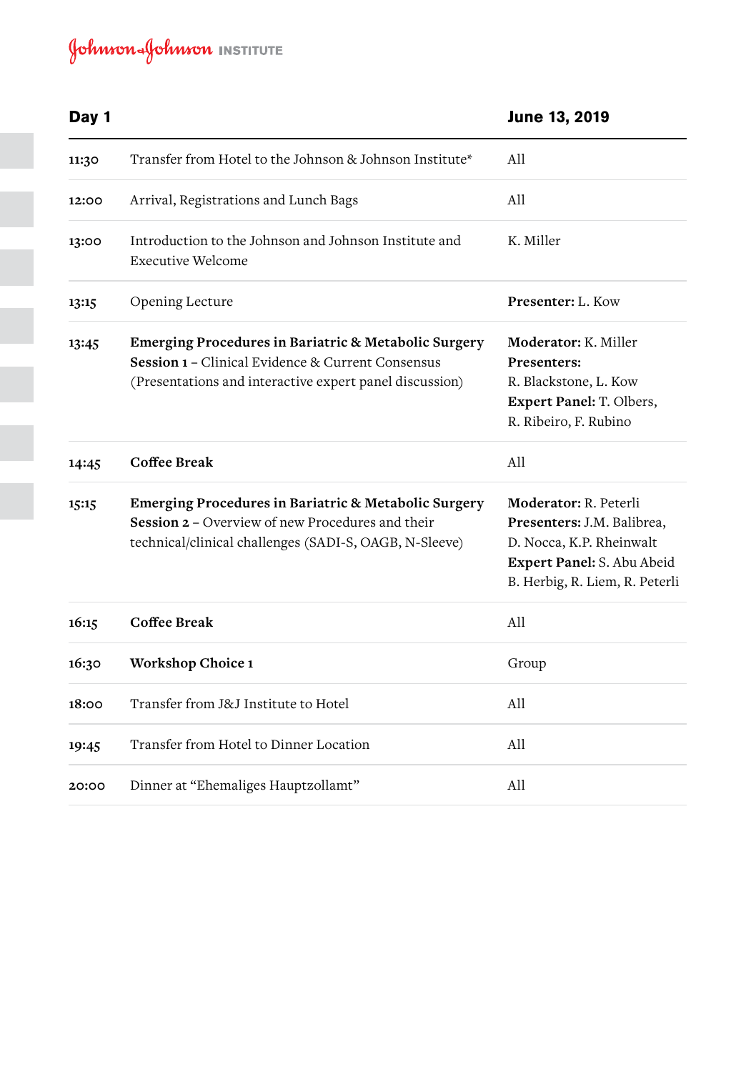| Day 1 | | June 13, 2019 |
|---|---|---|
| 11:30 | Transfer from Hotel to the Johnson & Johnson Institute* | All |
| 12:00 | Arrival, Registrations and Lunch Bags | All |
| 13:00 | Introduction to the Johnson and Johnson Institute and Executive Welcome | K. Miller |
| 13:15 | Opening Lecture | **Presenter:** L. Kow |
| 13:45 | **Emerging Procedures in Bariatric & Metabolic Surgery** **Session 1** – Clinical Evidence & Current Consensus (Presentations and interactive expert panel discussion) | **Moderator:** K. Miller **Presenters:** R. Blackstone, L. Kow **Expert Panel:** T. Olbers, R. Ribeiro, F. Rubino |
| 14:45 | **Coffee Break** | All |
| 15:15 | **Emerging Procedures in Bariatric & Metabolic Surgery** **Session 2** – Overview of new Procedures and their technical/clinical challenges (SADI-S, OAGB, N-Sleeve) | **Moderator:** R. Peterli **Presenters:** J.M. Balibrea, D. Nocca, K.P. Rheinwalt **Expert Panel:** S. Abu Abeid B. Herbig, R. Liem, R. Peterli |
| 16:15 | **Coffee Break** | All |
| 16:30 | **Workshop Choice 1** | Group |
| 18:00 | Transfer from J&J Institute to Hotel | All |
| 19:45 | Transfer from Hotel to Dinner Location | All |
| 20:00 | Dinner at "Ehemaliges Hauptzollamt" | All |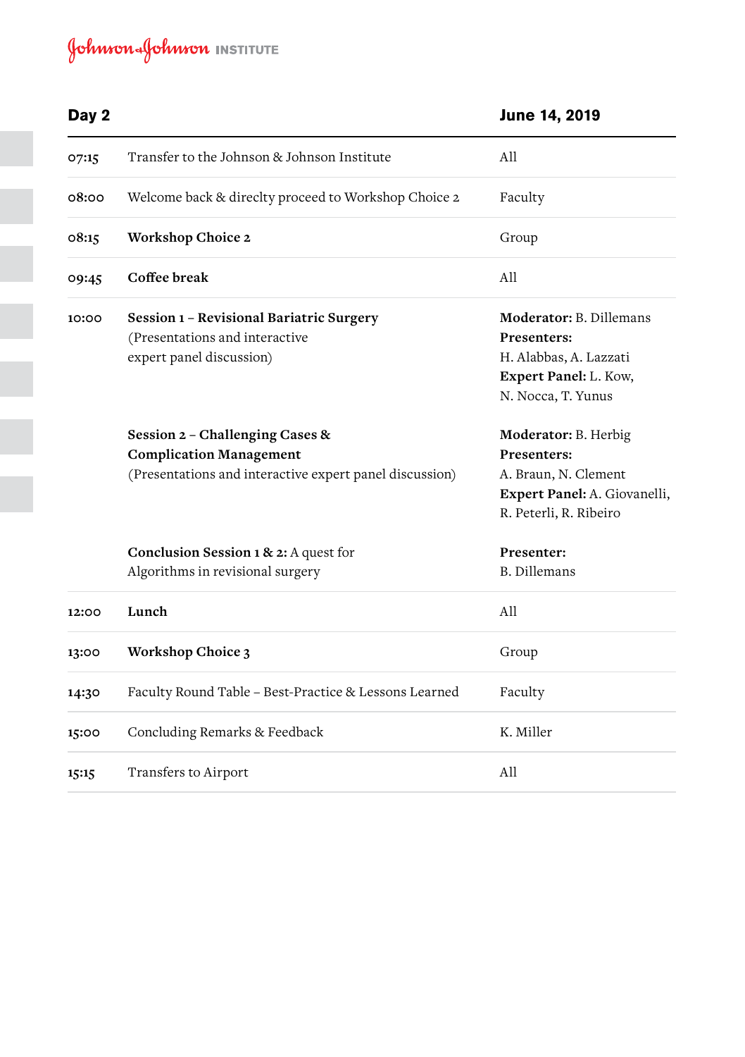## Day 2 — June 14, 2019

| Time | Program | Participants |
|---|---|---|
| 07:15 | Transfer to the Johnson & Johnson Institute | All |
| 08:00 | Welcome back & direclty proceed to Workshop Choice 2 | Faculty |
| 08:15 | **Workshop Choice 2** | Group |
| 09:45 | **Coffee break** | All |
| 10:00 | **Session 1 – Revisional Bariatric Surgery** (Presentations and interactive expert panel discussion) | **Moderator:** B. Dillemans **Presenters:** H. Alabbas, A. Lazzati **Expert Panel:** L. Kow, N. Nocca, T. Yunus |
| | **Session 2 – Challenging Cases & Complication Management** (Presentations and interactive expert panel discussion) | **Moderator:** B. Herbig **Presenters:** A. Braun, N. Clement **Expert Panel:** A. Giovanelli, R. Peterli, R. Ribeiro |
| | **Conclusion Session 1 & 2:** A quest for Algorithms in revisional surgery | **Presenter:** B. Dillemans |
| 12:00 | **Lunch** | All |
| 13:00 | **Workshop Choice 3** | Group |
| 14:30 | Faculty Round Table – Best-Practice & Lessons Learned | Faculty |
| 15:00 | Concluding Remarks & Feedback | K. Miller |
| 15:15 | Transfers to Airport | All |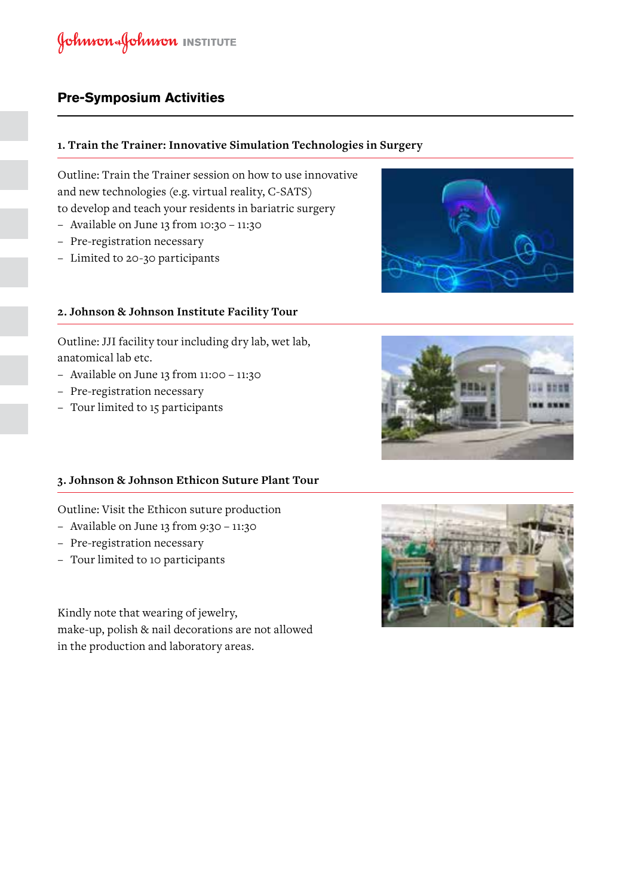## Pre-Symposium Activities

### 1. Train the Trainer: Innovative Simulation Technologies in Surgery

Outline: Train the Trainer session on how to use innovative and new technologies (e.g. virtual reality, C-SATS) to develop and teach your residents in bariatric surgery

- Available on June 13 from 10:30 – 11:30
- Pre-registration necessary
- Limited to 20-30 participants

### 2. Johnson & Johnson Institute Facility Tour

Outline: JJI facility tour including dry lab, wet lab, anatomical lab etc.

- Available on June 13 from 11:00 – 11:30
- Pre-registration necessary
- Tour limited to 15 participants

### 3. Johnson & Johnson Ethicon Suture Plant Tour

Outline: Visit the Ethicon suture production

- Available on June 13 from 9:30 – 11:30
- Pre-registration necessary
- Tour limited to 10 participants

Kindly note that wearing of jewelry, make-up, polish & nail decorations are not allowed in the production and laboratory areas.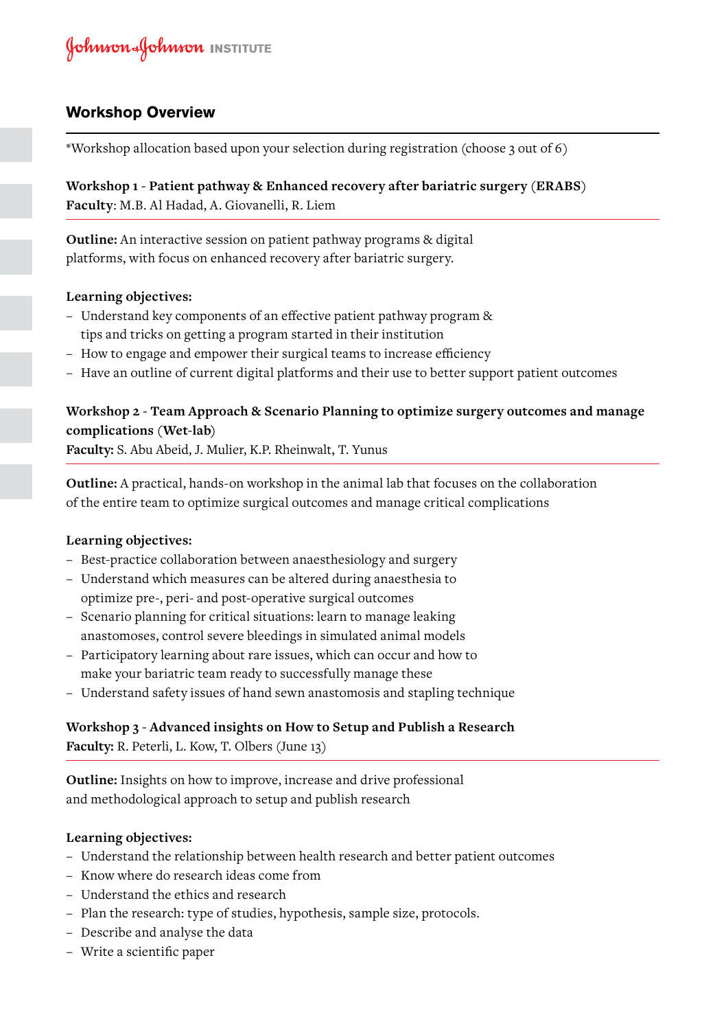## Workshop Overview

*Workshop allocation based upon your selection during registration (choose 3 out of 6)

**Workshop 1 - Patient pathway & Enhanced recovery after bariatric surgery (ERABS)**
**Faculty**: M.B. Al Hadad, A. Giovanelli, R. Liem

**Outline:** An interactive session on patient pathway programs & digital platforms, with focus on enhanced recovery after bariatric surgery.

**Learning objectives:**

- Understand key components of an effective patient pathway program & tips and tricks on getting a program started in their institution
- How to engage and empower their surgical teams to increase efficiency
- Have an outline of current digital platforms and their use to better support patient outcomes

**Workshop 2 - Team Approach & Scenario Planning to optimize surgery outcomes and manage complications (Wet-lab)**
**Faculty:** S. Abu Abeid, J. Mulier, K.P. Rheinwalt, T. Yunus

**Outline:** A practical, hands-on workshop in the animal lab that focuses on the collaboration of the entire team to optimize surgical outcomes and manage critical complications

**Learning objectives:**

- Best-practice collaboration between anaesthesiology and surgery
- Understand which measures can be altered during anaesthesia to optimize pre-, peri- and post-operative surgical outcomes
- Scenario planning for critical situations: learn to manage leaking anastomoses, control severe bleedings in simulated animal models
- Participatory learning about rare issues, which can occur and how to make your bariatric team ready to successfully manage these
- Understand safety issues of hand sewn anastomosis and stapling technique

**Workshop 3 - Advanced insights on How to Setup and Publish a Research**
**Faculty:** R. Peterli, L. Kow, T. Olbers (June 13)

**Outline:** Insights on how to improve, increase and drive professional and methodological approach to setup and publish research

**Learning objectives:**

- Understand the relationship between health research and better patient outcomes
- Know where do research ideas come from
- Understand the ethics and research
- Plan the research: type of studies, hypothesis, sample size, protocols.
- Describe and analyse the data
- Write a scientific paper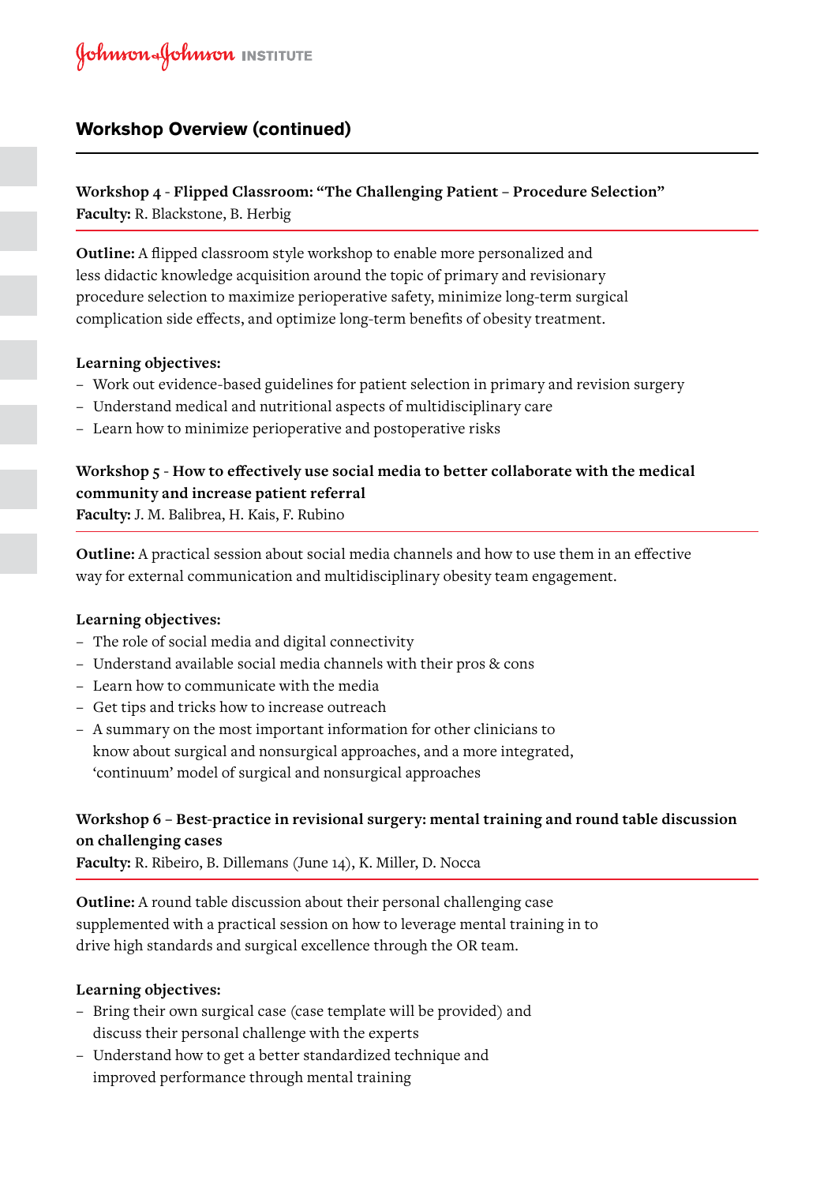## Workshop Overview (continued)

**Workshop 4 - Flipped Classroom: "The Challenging Patient – Procedure Selection"**
**Faculty:** R. Blackstone, B. Herbig

**Outline:** A flipped classroom style workshop to enable more personalized and less didactic knowledge acquisition around the topic of primary and revisionary procedure selection to maximize perioperative safety, minimize long-term surgical complication side effects, and optimize long-term benefits of obesity treatment.

**Learning objectives:**

- Work out evidence-based guidelines for patient selection in primary and revision surgery
- Understand medical and nutritional aspects of multidisciplinary care
- Learn how to minimize perioperative and postoperative risks

**Workshop 5 - How to effectively use social media to better collaborate with the medical community and increase patient referral**
**Faculty:** J. M. Balibrea, H. Kais, F. Rubino

**Outline:** A practical session about social media channels and how to use them in an effective way for external communication and multidisciplinary obesity team engagement.

**Learning objectives:**

- The role of social media and digital connectivity
- Understand available social media channels with their pros & cons
- Learn how to communicate with the media
- Get tips and tricks how to increase outreach
- A summary on the most important information for other clinicians to know about surgical and nonsurgical approaches, and a more integrated, 'continuum' model of surgical and nonsurgical approaches

**Workshop 6 – Best-practice in revisional surgery: mental training and round table discussion on challenging cases**
**Faculty:** R. Ribeiro, B. Dillemans (June 14), K. Miller, D. Nocca

**Outline:** A round table discussion about their personal challenging case supplemented with a practical session on how to leverage mental training in to drive high standards and surgical excellence through the OR team.

**Learning objectives:**

- Bring their own surgical case (case template will be provided) and discuss their personal challenge with the experts
- Understand how to get a better standardized technique and improved performance through mental training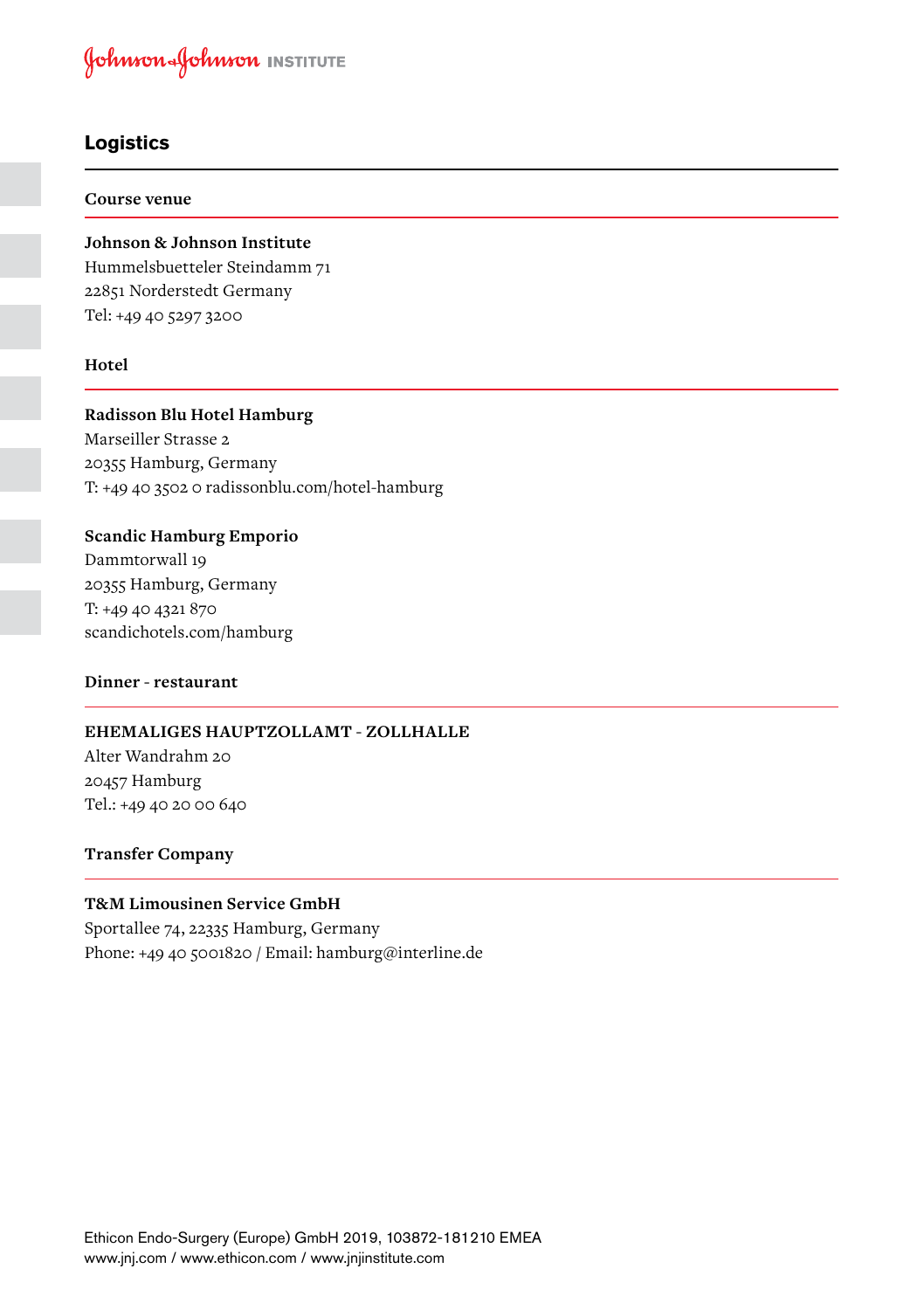## Logistics

### Course venue

**Johnson & Johnson Institute**
Hummelsbuetteler Steindamm 71
22851 Norderstedt Germany
Tel: +49 40 5297 3200

### Hotel

**Radisson Blu Hotel Hamburg**
Marseiller Strasse 2
20355 Hamburg, Germany
T: +49 40 3502 0 radissonblu.com/hotel-hamburg

**Scandic Hamburg Emporio**
Dammtorwall 19
20355 Hamburg, Germany
T: +49 40 4321 870
scandichotels.com/hamburg

### Dinner - restaurant

**EHEMALIGES HAUPTZOLLAMT - ZOLLHALLE**
Alter Wandrahm 20
20457 Hamburg
Tel.: +49 40 20 00 640

### Transfer Company

**T&M Limousinen Service GmbH**
Sportallee 74, 22335 Hamburg, Germany
Phone: +49 40 5001820 / Email: hamburg@interline.de

Ethicon Endo-Surgery (Europe) GmbH 2019, 103872-181210 EMEA
www.jnj.com / www.ethicon.com / www.jnjinstitute.com